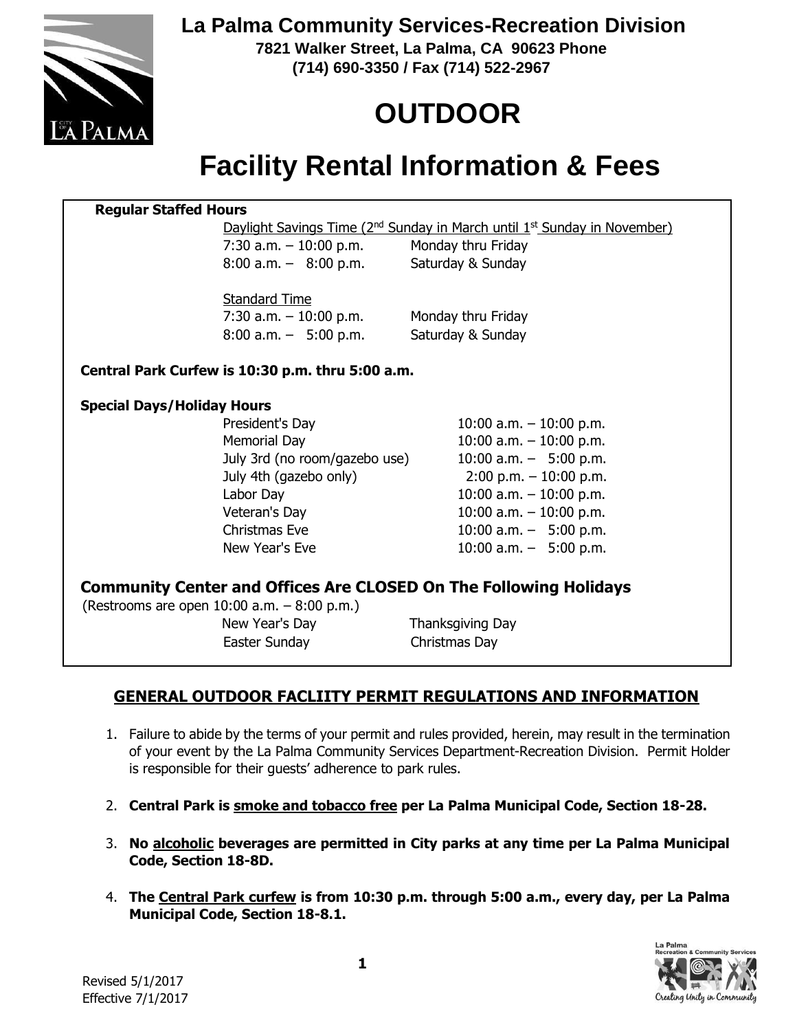**La Palma Community Services-Recreation Division**
**7821 Walker Street, La Palma, CA 90623 Phone (714) 690-3350 / Fax (714) 522-2967**

# OUTDOOR

# Facility Rental Information & Fees

**Regular Staffed Hours**

Daylight Savings Time (2nd Sunday in March until 1st Sunday in November)

| | |
|---|---|
| 7:30 a.m. – 10:00 p.m. | Monday thru Friday |
| 8:00 a.m. – 8:00 p.m. | Saturday & Sunday |

Standard Time

| | |
|---|---|
| 7:30 a.m. – 10:00 p.m. | Monday thru Friday |
| 8:00 a.m. – 5:00 p.m. | Saturday & Sunday |

**Central Park Curfew is 10:30 p.m. thru 5:00 a.m.**

**Special Days/Holiday Hours**

| | |
|---|---|
| President's Day | 10:00 a.m. – 10:00 p.m. |
| Memorial Day | 10:00 a.m. – 10:00 p.m. |
| July 3rd (no room/gazebo use) | 10:00 a.m. – 5:00 p.m. |
| July 4th (gazebo only) | 2:00 p.m. – 10:00 p.m. |
| Labor Day | 10:00 a.m. – 10:00 p.m. |
| Veteran's Day | 10:00 a.m. – 10:00 p.m. |
| Christmas Eve | 10:00 a.m. – 5:00 p.m. |
| New Year's Eve | 10:00 a.m. – 5:00 p.m. |

**Community Center and Offices Are CLOSED On The Following Holidays**

(Restrooms are open 10:00 a.m. – 8:00 p.m.)

| | |
|---|---|
| New Year's Day | Thanksgiving Day |
| Easter Sunday | Christmas Day |

## GENERAL OUTDOOR FACLIITY PERMIT REGULATIONS AND INFORMATION

1. Failure to abide by the terms of your permit and rules provided, herein, may result in the termination of your event by the La Palma Community Services Department-Recreation Division. Permit Holder is responsible for their guests' adherence to park rules.
2. **Central Park is smoke and tobacco free per La Palma Municipal Code, Section 18-28.**
3. **No alcoholic beverages are permitted in City parks at any time per La Palma Municipal Code, Section 18-8D.**
4. **The Central Park curfew is from 10:30 p.m. through 5:00 a.m., every day, per La Palma Municipal Code, Section 18-8.1.**

Revised 5/1/2017
Effective 7/1/2017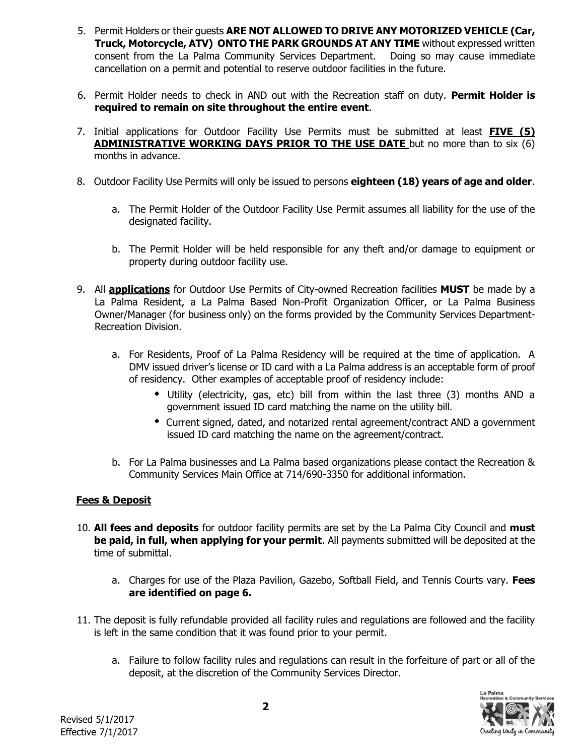5. Permit Holders or their guests **ARE NOT ALLOWED TO DRIVE ANY MOTORIZED VEHICLE (Car, Truck, Motorcycle, ATV) ONTO THE PARK GROUNDS AT ANY TIME** without expressed written consent from the La Palma Community Services Department. Doing so may cause immediate cancellation on a permit and potential to reserve outdoor facilities in the future.

6. Permit Holder needs to check in AND out with the Recreation staff on duty. **Permit Holder is required to remain on site throughout the entire event**.

7. Initial applications for Outdoor Facility Use Permits must be submitted at least **FIVE (5) ADMINISTRATIVE WORKING DAYS PRIOR TO THE USE DATE** but no more than to six (6) months in advance.

8. Outdoor Facility Use Permits will only be issued to persons **eighteen (18) years of age and older**.

   a. The Permit Holder of the Outdoor Facility Use Permit assumes all liability for the use of the designated facility.

   b. The Permit Holder will be held responsible for any theft and/or damage to equipment or property during outdoor facility use.

9. All **applications** for Outdoor Use Permits of City-owned Recreation facilities **MUST** be made by a La Palma Resident, a La Palma Based Non-Profit Organization Officer, or La Palma Business Owner/Manager (for business only) on the forms provided by the Community Services Department-Recreation Division.

   a. For Residents, Proof of La Palma Residency will be required at the time of application. A DMV issued driver's license or ID card with a La Palma address is an acceptable form of proof of residency. Other examples of acceptable proof of residency include:
      - Utility (electricity, gas, etc) bill from within the last three (3) months AND a government issued ID card matching the name on the utility bill.
      - Current signed, dated, and notarized rental agreement/contract AND a government issued ID card matching the name on the agreement/contract.

   b. For La Palma businesses and La Palma based organizations please contact the Recreation & Community Services Main Office at 714/690-3350 for additional information.

**Fees & Deposit**

10. **All fees and deposits** for outdoor facility permits are set by the La Palma City Council and **must be paid, in full, when applying for your permit**. All payments submitted will be deposited at the time of submittal.

    a. Charges for use of the Plaza Pavilion, Gazebo, Softball Field, and Tennis Courts vary. **Fees are identified on page 6.**

11. The deposit is fully refundable provided all facility rules and regulations are followed and the facility is left in the same condition that it was found prior to your permit.

    a. Failure to follow facility rules and regulations can result in the forfeiture of part or all of the deposit, at the discretion of the Community Services Director.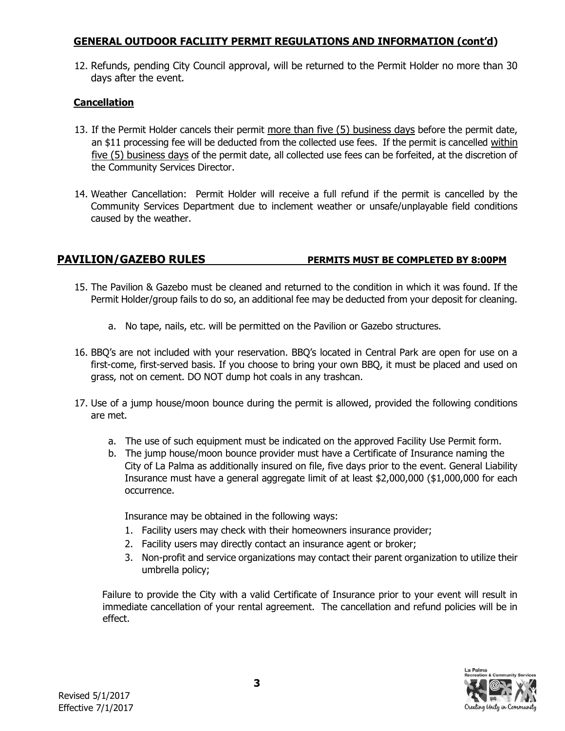## GENERAL OUTDOOR FACLIITY PERMIT REGULATIONS AND INFORMATION (cont'd)

12. Refunds, pending City Council approval, will be returned to the Permit Holder no more than 30 days after the event.

### Cancellation

13. If the Permit Holder cancels their permit more than five (5) business days before the permit date, an $11 processing fee will be deducted from the collected use fees. If the permit is cancelled within five (5) business days of the permit date, all collected use fees can be forfeited, at the discretion of the Community Services Director.

14. Weather Cancellation: Permit Holder will receive a full refund if the permit is cancelled by the Community Services Department due to inclement weather or unsafe/unplayable field conditions caused by the weather.

## PAVILION/GAZEBO RULES

**PERMITS MUST BE COMPLETED BY 8:00PM**

15. The Pavilion & Gazebo must be cleaned and returned to the condition in which it was found. If the Permit Holder/group fails to do so, an additional fee may be deducted from your deposit for cleaning.
    a. No tape, nails, etc. will be permitted on the Pavilion or Gazebo structures.

16. BBQ's are not included with your reservation. BBQ's located in Central Park are open for use on a first-come, first-served basis. If you choose to bring your own BBQ, it must be placed and used on grass, not on cement. DO NOT dump hot coals in any trashcan.

17. Use of a jump house/moon bounce during the permit is allowed, provided the following conditions are met.
    a. The use of such equipment must be indicated on the approved Facility Use Permit form.
    b. The jump house/moon bounce provider must have a Certificate of Insurance naming the City of La Palma as additionally insured on file, five days prior to the event. General Liability Insurance must have a general aggregate limit of at least $2,000,000 ($1,000,000 for each occurrence.

       Insurance may be obtained in the following ways:
       1. Facility users may check with their homeowners insurance provider;
       2. Facility users may directly contact an insurance agent or broker;
       3. Non-profit and service organizations may contact their parent organization to utilize their umbrella policy;

    Failure to provide the City with a valid Certificate of Insurance prior to your event will result in immediate cancellation of your rental agreement. The cancellation and refund policies will be in effect.

Revised 5/1/2017
Effective 7/1/2017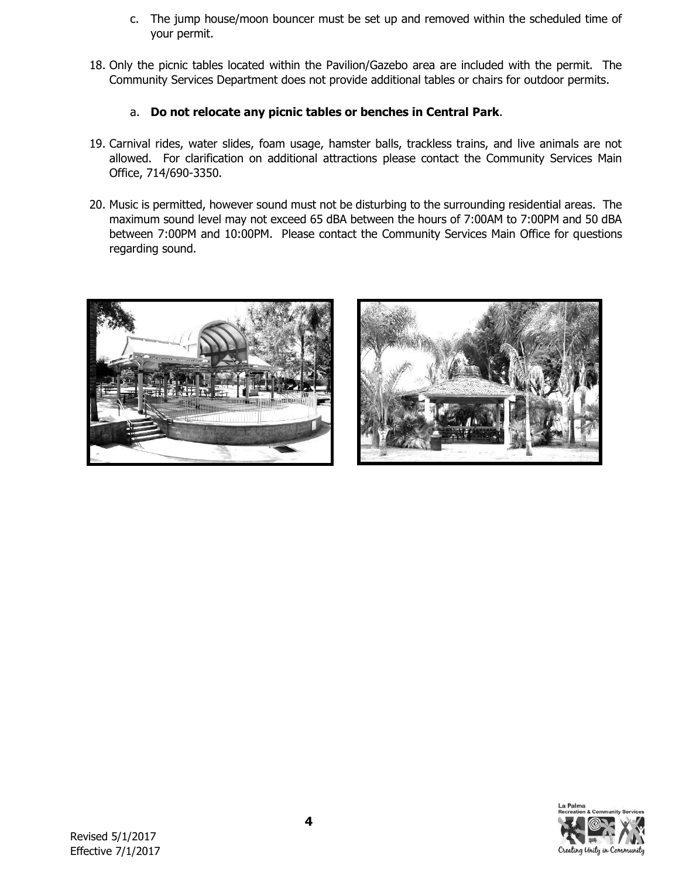c. The jump house/moon bouncer must be set up and removed within the scheduled time of your permit.

18. Only the picnic tables located within the Pavilion/Gazebo area are included with the permit. The Community Services Department does not provide additional tables or chairs for outdoor permits.

    a. **Do not relocate any picnic tables or benches in Central Park**.

19. Carnival rides, water slides, foam usage, hamster balls, trackless trains, and live animals are not allowed. For clarification on additional attractions please contact the Community Services Main Office, 714/690-3350.

20. Music is permitted, however sound must not be disturbing to the surrounding residential areas. The maximum sound level may not exceed 65 dBA between the hours of 7:00AM to 7:00PM and 50 dBA between 7:00PM and 10:00PM. Please contact the Community Services Main Office for questions regarding sound.

Revised 5/1/2017
Effective 7/1/2017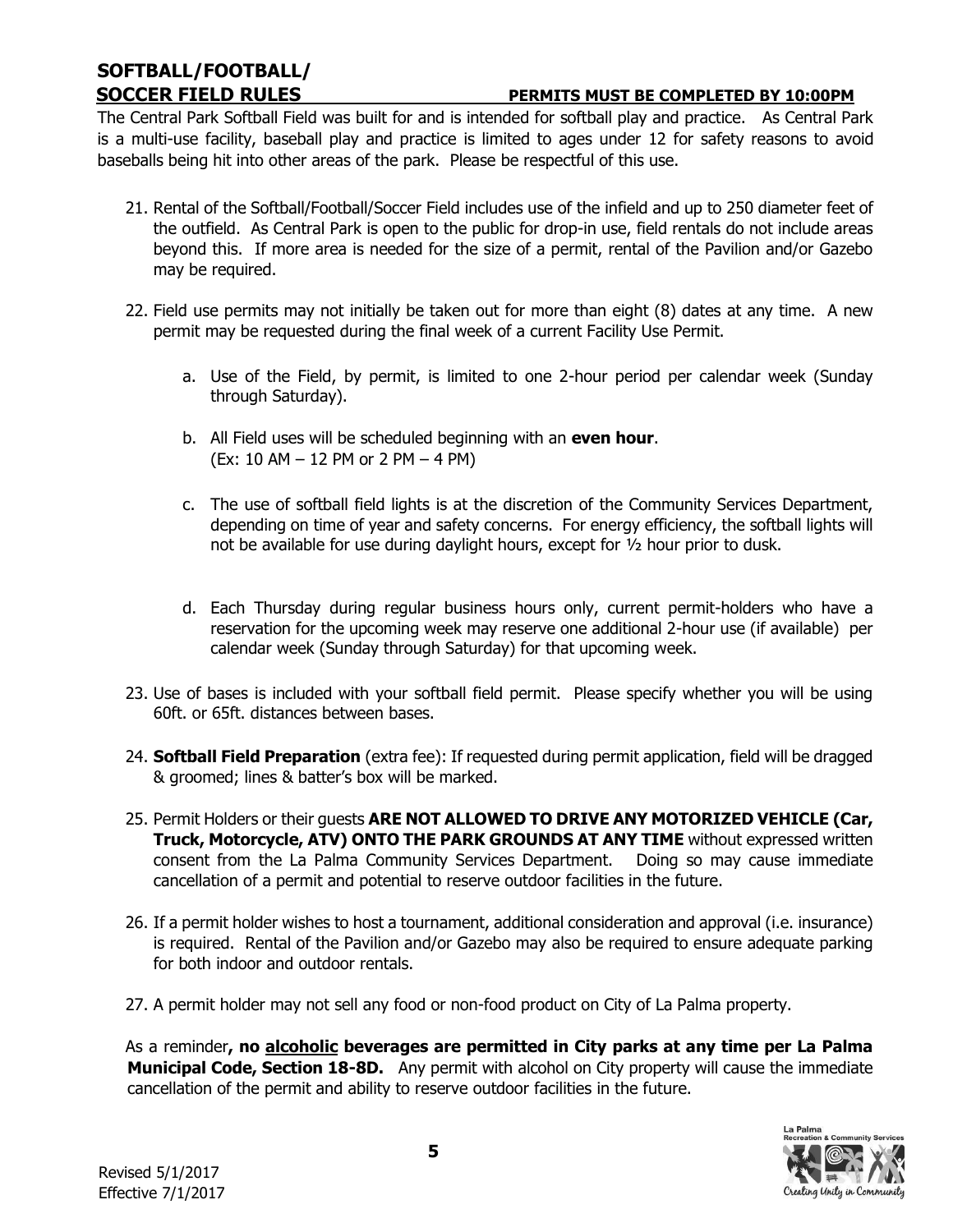## SOFTBALL/FOOTBALL/ SOCCER FIELD RULES

**PERMITS MUST BE COMPLETED BY 10:00PM**

The Central Park Softball Field was built for and is intended for softball play and practice. As Central Park is a multi-use facility, baseball play and practice is limited to ages under 12 for safety reasons to avoid baseballs being hit into other areas of the park. Please be respectful of this use.

21. Rental of the Softball/Football/Soccer Field includes use of the infield and up to 250 diameter feet of the outfield. As Central Park is open to the public for drop-in use, field rentals do not include areas beyond this. If more area is needed for the size of a permit, rental of the Pavilion and/or Gazebo may be required.

22. Field use permits may not initially be taken out for more than eight (8) dates at any time. A new permit may be requested during the final week of a current Facility Use Permit.

    a. Use of the Field, by permit, is limited to one 2-hour period per calendar week (Sunday through Saturday).

    b. All Field uses will be scheduled beginning with an **even hour**.
    (Ex: 10 AM – 12 PM or 2 PM – 4 PM)

    c. The use of softball field lights is at the discretion of the Community Services Department, depending on time of year and safety concerns. For energy efficiency, the softball lights will not be available for use during daylight hours, except for ½ hour prior to dusk.

    d. Each Thursday during regular business hours only, current permit-holders who have a reservation for the upcoming week may reserve one additional 2-hour use (if available) per calendar week (Sunday through Saturday) for that upcoming week.

23. Use of bases is included with your softball field permit. Please specify whether you will be using 60ft. or 65ft. distances between bases.

24. **Softball Field Preparation** (extra fee): If requested during permit application, field will be dragged & groomed; lines & batter's box will be marked.

25. Permit Holders or their guests **ARE NOT ALLOWED TO DRIVE ANY MOTORIZED VEHICLE (Car, Truck, Motorcycle, ATV) ONTO THE PARK GROUNDS AT ANY TIME** without expressed written consent from the La Palma Community Services Department. Doing so may cause immediate cancellation of a permit and potential to reserve outdoor facilities in the future.

26. If a permit holder wishes to host a tournament, additional consideration and approval (i.e. insurance) is required. Rental of the Pavilion and/or Gazebo may also be required to ensure adequate parking for both indoor and outdoor rentals.

27. A permit holder may not sell any food or non-food product on City of La Palma property.

As a reminder**, no <u>alcoholic</u> beverages are permitted in City parks at any time per La Palma Municipal Code, Section 18-8D.** Any permit with alcohol on City property will cause the immediate cancellation of the permit and ability to reserve outdoor facilities in the future.

Revised 5/1/2017
Effective 7/1/2017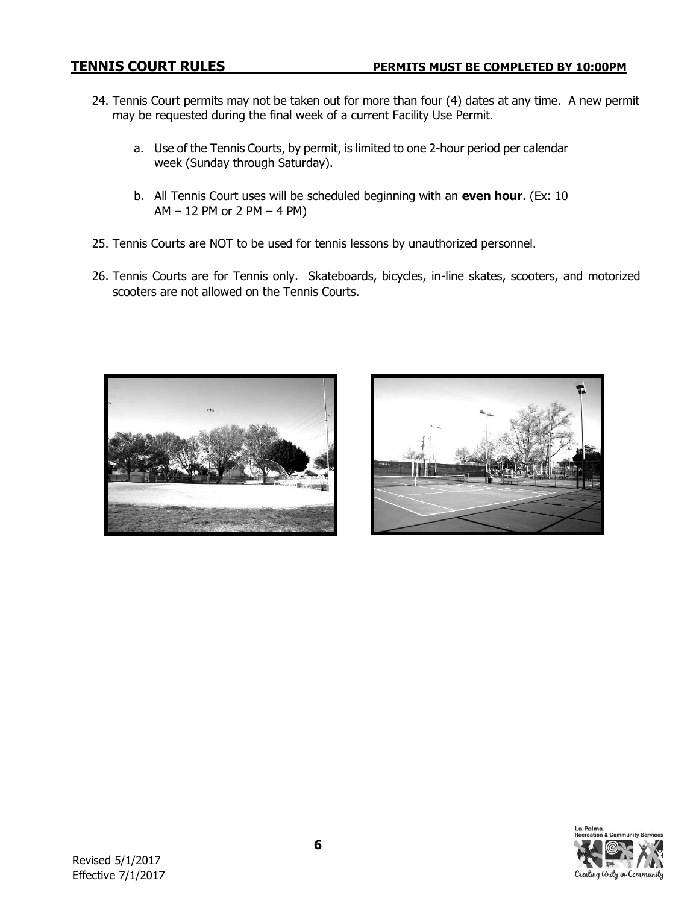## TENNIS COURT RULES

**PERMITS MUST BE COMPLETED BY 10:00PM**

24. Tennis Court permits may not be taken out for more than four (4) dates at any time. A new permit may be requested during the final week of a current Facility Use Permit.

    a. Use of the Tennis Courts, by permit, is limited to one 2-hour period per calendar week (Sunday through Saturday).

    b. All Tennis Court uses will be scheduled beginning with an **even hour**. (Ex: 10 AM – 12 PM or 2 PM – 4 PM)

25. Tennis Courts are NOT to be used for tennis lessons by unauthorized personnel.

26. Tennis Courts are for Tennis only. Skateboards, bicycles, in-line skates, scooters, and motorized scooters are not allowed on the Tennis Courts.

Revised 5/1/2017
Effective 7/1/2017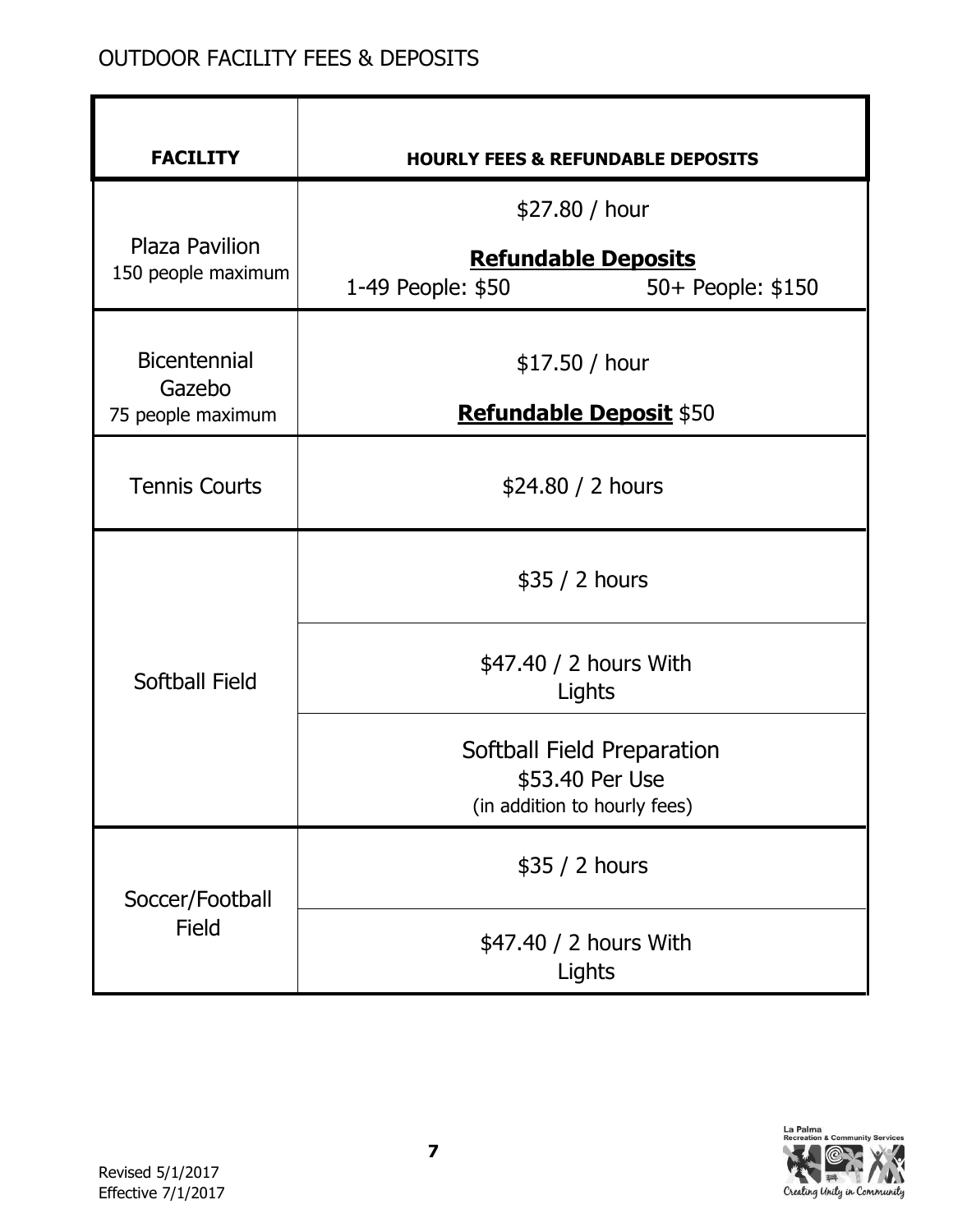## OUTDOOR FACILITY FEES & DEPOSITS

| FACILITY | HOURLY FEES & REFUNDABLE DEPOSITS |
|---|---|
| Plaza Pavilion<br>150 people maximum | $27.80 / hour<br><br>**Refundable Deposits**<br>1-49 People: $50 50+ People: $150 |
| Bicentennial Gazebo<br>75 people maximum | $17.50 / hour<br><br>**Refundable Deposit** $50 |
| Tennis Courts | $24.80 / 2 hours |
| Softball Field | $35 / 2 hours |
| | $47.40 / 2 hours With Lights |
| | Softball Field Preparation<br>$53.40 Per Use<br>(in addition to hourly fees) |
| Soccer/Football Field | $35 / 2 hours |
| | $47.40 / 2 hours With Lights |

Revised 5/1/2017
Effective 7/1/2017

La Palma Recreation & Community Services
Creating Unity in Community